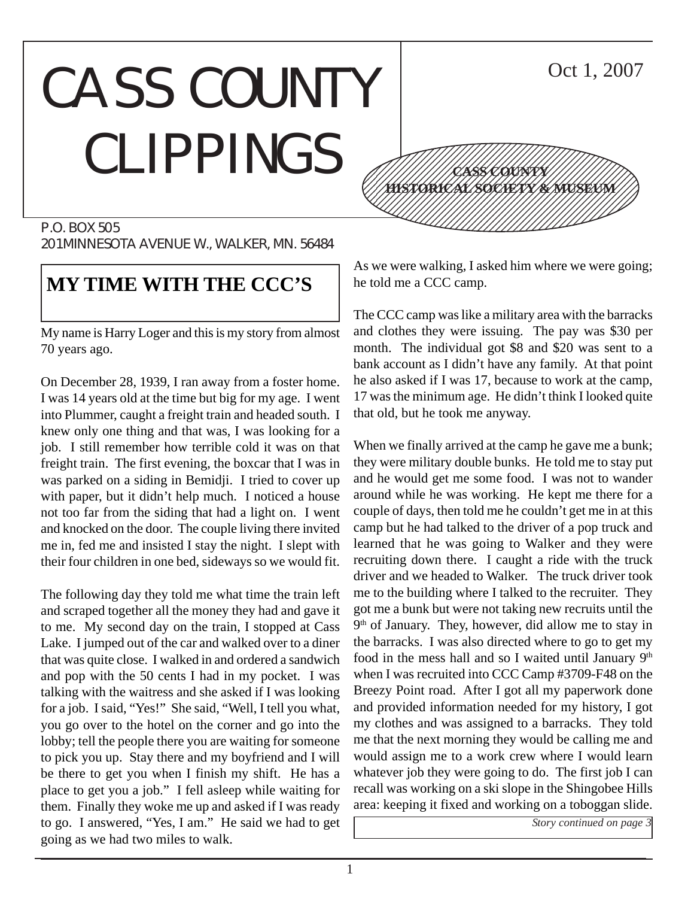# CASS COUNTY CLIPPINGS

Oct 1, 2007

CASS COUNTY HISTORICAL SOCIETY & MUSEUM

P.O. BOX 505
201 MINNESOTA AVENUE W., WALKER, MN. 56484

## MY TIME WITH THE CCC'S

My name is Harry Loger and this is my story from almost 70 years ago.

On December 28, 1939, I ran away from a foster home. I was 14 years old at the time but big for my age. I went into Plummer, caught a freight train and headed south. I knew only one thing and that was, I was looking for a job. I still remember how terrible cold it was on that freight train. The first evening, the boxcar that I was in was parked on a siding in Bemidji. I tried to cover up with paper, but it didn't help much. I noticed a house not too far from the siding that had a light on. I went and knocked on the door. The couple living there invited me in, fed me and insisted I stay the night. I slept with their four children in one bed, sideways so we would fit.

The following day they told me what time the train left and scraped together all the money they had and gave it to me. My second day on the train, I stopped at Cass Lake. I jumped out of the car and walked over to a diner that was quite close. I walked in and ordered a sandwich and pop with the 50 cents I had in my pocket. I was talking with the waitress and she asked if I was looking for a job. I said, "Yes!" She said, "Well, I tell you what, you go over to the hotel on the corner and go into the lobby; tell the people there you are waiting for someone to pick you up. Stay there and my boyfriend and I will be there to get you when I finish my shift. He has a place to get you a job." I fell asleep while waiting for them. Finally they woke me up and asked if I was ready to go. I answered, "Yes, I am." He said we had to get going as we had two miles to walk.

As we were walking, I asked him where we were going; he told me a CCC camp.

The CCC camp was like a military area with the barracks and clothes they were issuing. The pay was $30 per month. The individual got $8 and $20 was sent to a bank account as I didn't have any family. At that point he also asked if I was 17, because to work at the camp, 17 was the minimum age. He didn't think I looked quite that old, but he took me anyway.

When we finally arrived at the camp he gave me a bunk; they were military double bunks. He told me to stay put and he would get me some food. I was not to wander around while he was working. He kept me there for a couple of days, then told me he couldn't get me in at this camp but he had talked to the driver of a pop truck and learned that he was going to Walker and they were recruiting down there. I caught a ride with the truck driver and we headed to Walker. The truck driver took me to the building where I talked to the recruiter. They got me a bunk but were not taking new recruits until the 9th of January. They, however, did allow me to stay in the barracks. I was also directed where to go to get my food in the mess hall and so I waited until January 9th when I was recruited into CCC Camp #3709-F48 on the Breezy Point road. After I got all my paperwork done and provided information needed for my history, I got my clothes and was assigned to a barracks. They told me that the next morning they would be calling me and would assign me to a work crew where I would learn whatever job they were going to do. The first job I can recall was working on a ski slope in the Shingobee Hills area: keeping it fixed and working on a toboggan slide.

*Story continued on page 3*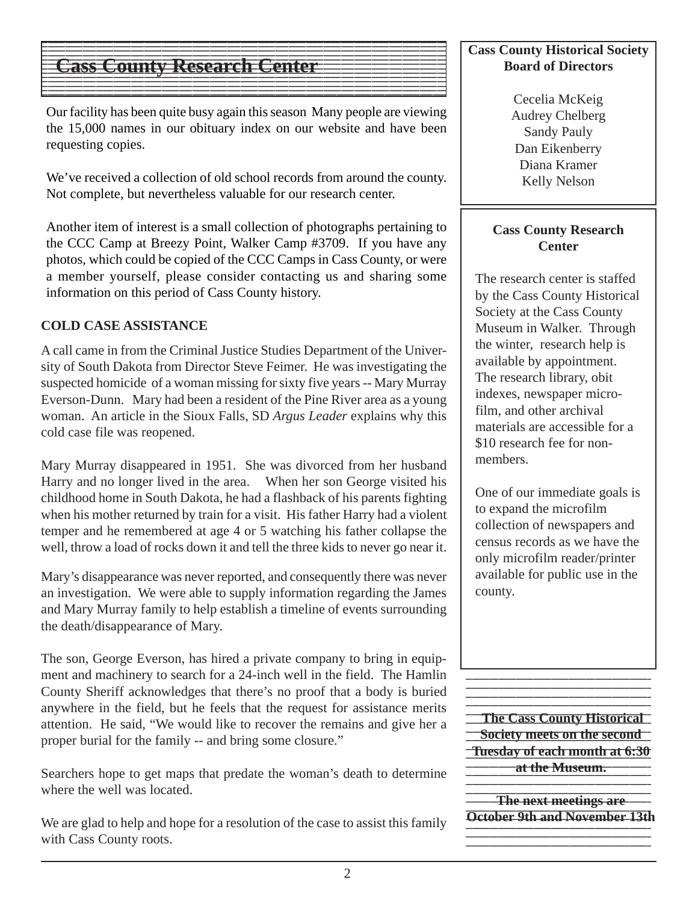# Cass County Research Center

Our facility has been quite busy again this season Many people are viewing the 15,000 names in our obituary index on our website and have been requesting copies.

We've received a collection of old school records from around the county. Not complete, but nevertheless valuable for our research center.

Another item of interest is a small collection of photographs pertaining to the CCC Camp at Breezy Point, Walker Camp #3709. If you have any photos, which could be copied of the CCC Camps in Cass County, or were a member yourself, please consider contacting us and sharing some information on this period of Cass County history.

**COLD CASE ASSISTANCE**

A call came in from the Criminal Justice Studies Department of the University of South Dakota from Director Steve Feimer. He was investigating the suspected homicide of a woman missing for sixty five years -- Mary Murray Everson-Dunn. Mary had been a resident of the Pine River area as a young woman. An article in the Sioux Falls, SD *Argus Leader* explains why this cold case file was reopened.

Mary Murray disappeared in 1951. She was divorced from her husband Harry and no longer lived in the area. When her son George visited his childhood home in South Dakota, he had a flashback of his parents fighting when his mother returned by train for a visit. His father Harry had a violent temper and he remembered at age 4 or 5 watching his father collapse the well, throw a load of rocks down it and tell the three kids to never go near it.

Mary's disappearance was never reported, and consequently there was never an investigation. We were able to supply information regarding the James and Mary Murray family to help establish a timeline of events surrounding the death/disappearance of Mary.

The son, George Everson, has hired a private company to bring in equipment and machinery to search for a 24-inch well in the field. The Hamlin County Sheriff acknowledges that there's no proof that a body is buried anywhere in the field, but he feels that the request for assistance merits attention. He said, "We would like to recover the remains and give her a proper burial for the family -- and bring some closure."

Searchers hope to get maps that predate the woman's death to determine where the well was located.

We are glad to help and hope for a resolution of the case to assist this family with Cass County roots.

**Cass County Historical Society Board of Directors**

Cecelia McKeig
Audrey Chelberg
Sandy Pauly
Dan Eikenberry
Diana Kramer
Kelly Nelson

**Cass County Research Center**

The research center is staffed by the Cass County Historical Society at the Cass County Museum in Walker. Through the winter, research help is available by appointment. The research library, obit indexes, newspaper microfilm, and other archival materials are accessible for a $10 research fee for non-members.

One of our immediate goals is to expand the microfilm collection of newspapers and census records as we have the only microfilm reader/printer available for public use in the county.

**The Cass County Historical Society meets on the second Tuesday of each month at 6:30 at the Museum.**

**The next meetings are October 9th and November 13th**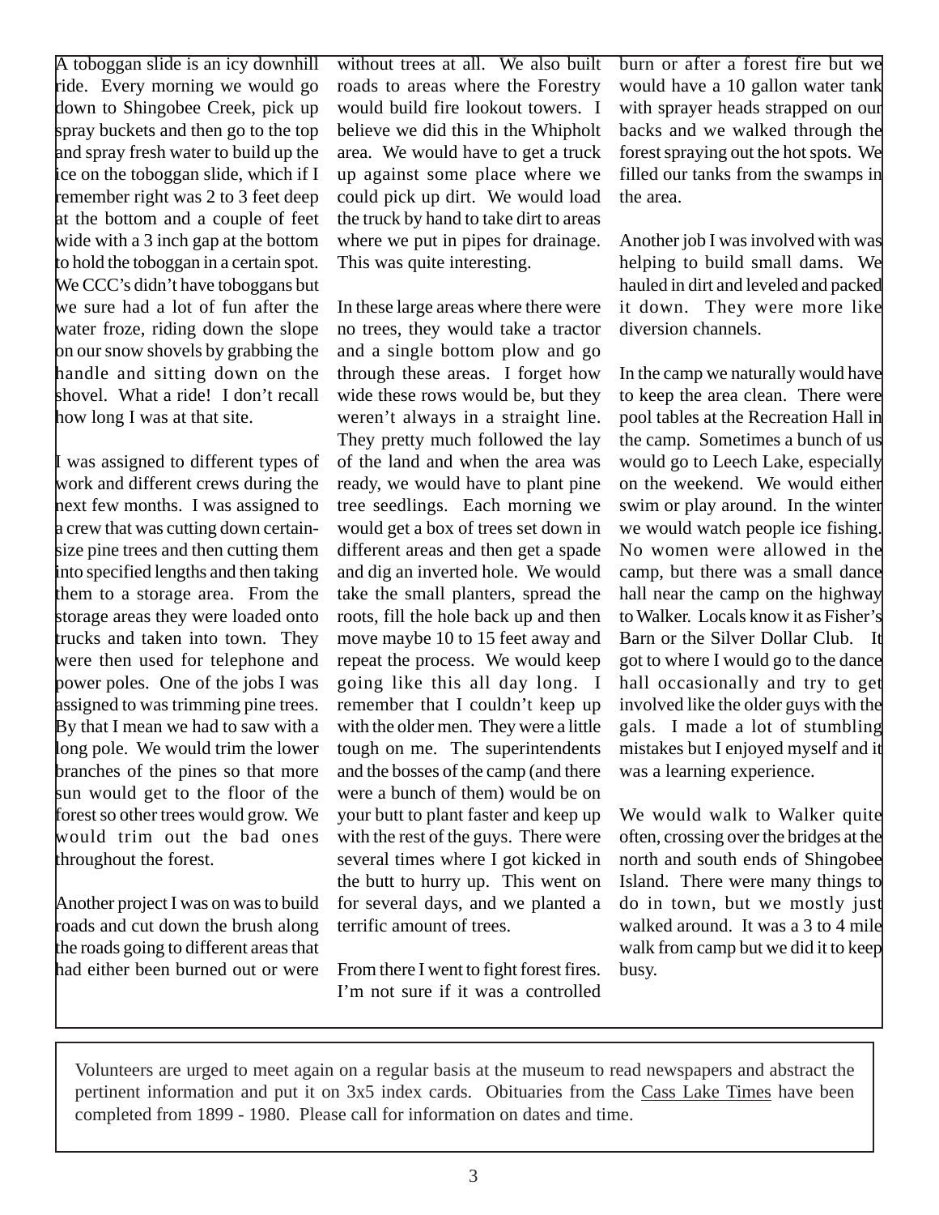A toboggan slide is an icy downhill ride. Every morning we would go down to Shingobee Creek, pick up spray buckets and then go to the top and spray fresh water to build up the ice on the toboggan slide, which if I remember right was 2 to 3 feet deep at the bottom and a couple of feet wide with a 3 inch gap at the bottom to hold the toboggan in a certain spot. We CCC's didn't have toboggans but we sure had a lot of fun after the water froze, riding down the slope on our snow shovels by grabbing the handle and sitting down on the shovel. What a ride! I don't recall how long I was at that site.

I was assigned to different types of work and different crews during the next few months. I was assigned to a crew that was cutting down certain-size pine trees and then cutting them into specified lengths and then taking them to a storage area. From the storage areas they were loaded onto trucks and taken into town. They were then used for telephone and power poles. One of the jobs I was assigned to was trimming pine trees. By that I mean we had to saw with a long pole. We would trim the lower branches of the pines so that more sun would get to the floor of the forest so other trees would grow. We would trim out the bad ones throughout the forest.

Another project I was on was to build roads and cut down the brush along the roads going to different areas that had either been burned out or were without trees at all. We also built roads to areas where the Forestry would build fire lookout towers. I believe we did this in the Whipholt area. We would have to get a truck up against some place where we could pick up dirt. We would load the truck by hand to take dirt to areas where we put in pipes for drainage. This was quite interesting.

In these large areas where there were no trees, they would take a tractor and a single bottom plow and go through these areas. I forget how wide these rows would be, but they weren't always in a straight line. They pretty much followed the lay of the land and when the area was ready, we would have to plant pine tree seedlings. Each morning we would get a box of trees set down in different areas and then get a spade and dig an inverted hole. We would take the small planters, spread the roots, fill the hole back up and then move maybe 10 to 15 feet away and repeat the process. We would keep going like this all day long. I remember that I couldn't keep up with the older men. They were a little tough on me. The superintendents and the bosses of the camp (and there were a bunch of them) would be on your butt to plant faster and keep up with the rest of the guys. There were several times where I got kicked in the butt to hurry up. This went on for several days, and we planted a terrific amount of trees.

From there I went to fight forest fires. I'm not sure if it was a controlled burn or after a forest fire but we would have a 10 gallon water tank with sprayer heads strapped on our backs and we walked through the forest spraying out the hot spots. We filled our tanks from the swamps in the area.

Another job I was involved with was helping to build small dams. We hauled in dirt and leveled and packed it down. They were more like diversion channels.

In the camp we naturally would have to keep the area clean. There were pool tables at the Recreation Hall in the camp. Sometimes a bunch of us would go to Leech Lake, especially on the weekend. We would either swim or play around. In the winter we would watch people ice fishing. No women were allowed in the camp, but there was a small dance hall near the camp on the highway to Walker. Locals know it as Fisher's Barn or the Silver Dollar Club. It got to where I would go to the dance hall occasionally and try to get involved like the older guys with the gals. I made a lot of stumbling mistakes but I enjoyed myself and it was a learning experience.

We would walk to Walker quite often, crossing over the bridges at the north and south ends of Shingobee Island. There were many things to do in town, but we mostly just walked around. It was a 3 to 4 mile walk from camp but we did it to keep busy.

---

Volunteers are urged to meet again on a regular basis at the museum to read newspapers and abstract the pertinent information and put it on 3x5 index cards. Obituaries from the Cass Lake Times have been completed from 1899 - 1980. Please call for information on dates and time.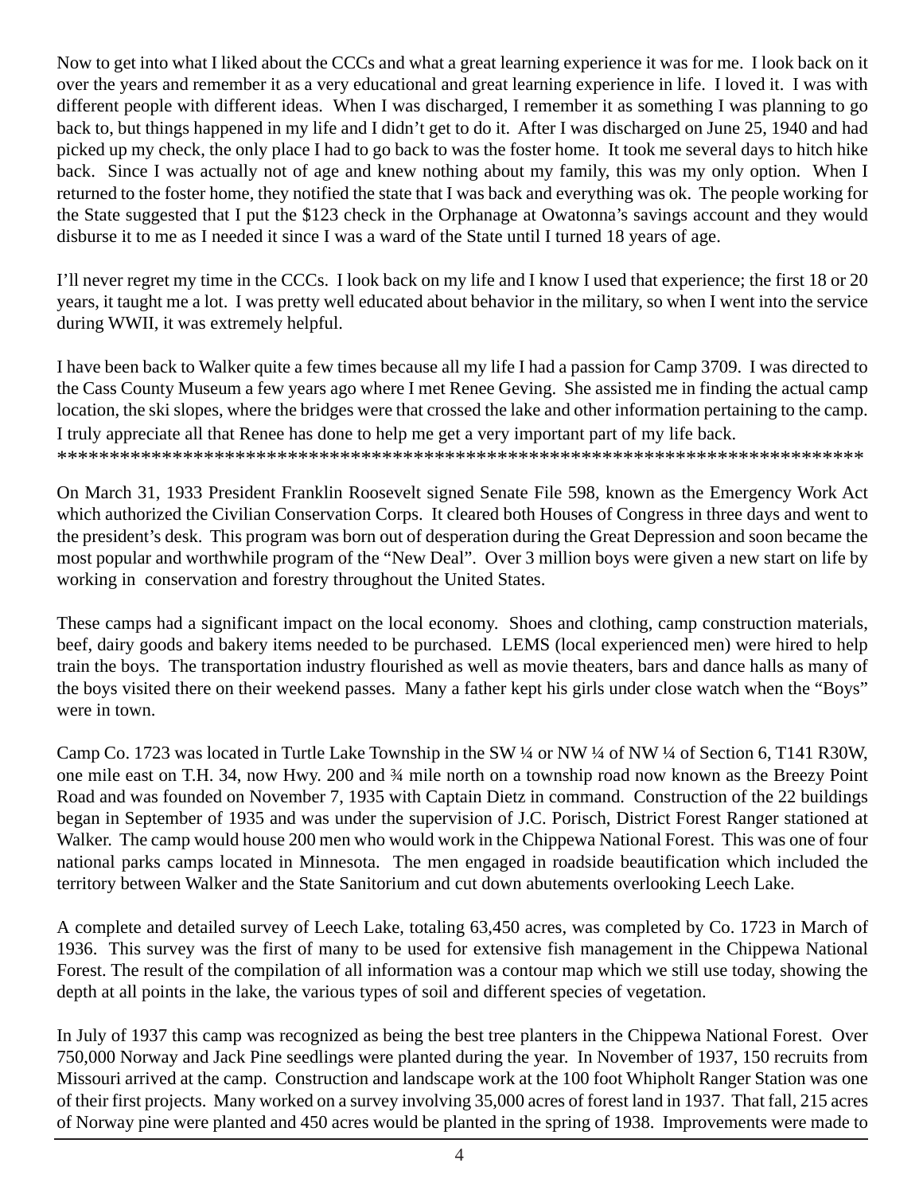Now to get into what I liked about the CCCs and what a great learning experience it was for me. I look back on it over the years and remember it as a very educational and great learning experience in life. I loved it. I was with different people with different ideas. When I was discharged, I remember it as something I was planning to go back to, but things happened in my life and I didn't get to do it. After I was discharged on June 25, 1940 and had picked up my check, the only place I had to go back to was the foster home. It took me several days to hitch hike back. Since I was actually not of age and knew nothing about my family, this was my only option. When I returned to the foster home, they notified the state that I was back and everything was ok. The people working for the State suggested that I put the $123 check in the Orphanage at Owatonna's savings account and they would disburse it to me as I needed it since I was a ward of the State until I turned 18 years of age.

I'll never regret my time in the CCCs. I look back on my life and I know I used that experience; the first 18 or 20 years, it taught me a lot. I was pretty well educated about behavior in the military, so when I went into the service during WWII, it was extremely helpful.

I have been back to Walker quite a few times because all my life I had a passion for Camp 3709. I was directed to the Cass County Museum a few years ago where I met Renee Geving. She assisted me in finding the actual camp location, the ski slopes, where the bridges were that crossed the lake and other information pertaining to the camp. I truly appreciate all that Renee has done to help me get a very important part of my life back.

********************************************************************************

On March 31, 1933 President Franklin Roosevelt signed Senate File 598, known as the Emergency Work Act which authorized the Civilian Conservation Corps. It cleared both Houses of Congress in three days and went to the president's desk. This program was born out of desperation during the Great Depression and soon became the most popular and worthwhile program of the "New Deal". Over 3 million boys were given a new start on life by working in conservation and forestry throughout the United States.

These camps had a significant impact on the local economy. Shoes and clothing, camp construction materials, beef, dairy goods and bakery items needed to be purchased. LEMS (local experienced men) were hired to help train the boys. The transportation industry flourished as well as movie theaters, bars and dance halls as many of the boys visited there on their weekend passes. Many a father kept his girls under close watch when the "Boys" were in town.

Camp Co. 1723 was located in Turtle Lake Township in the SW ¼ or NW ¼ of NW ¼ of Section 6, T141 R30W, one mile east on T.H. 34, now Hwy. 200 and ¾ mile north on a township road now known as the Breezy Point Road and was founded on November 7, 1935 with Captain Dietz in command. Construction of the 22 buildings began in September of 1935 and was under the supervision of J.C. Porisch, District Forest Ranger stationed at Walker. The camp would house 200 men who would work in the Chippewa National Forest. This was one of four national parks camps located in Minnesota. The men engaged in roadside beautification which included the territory between Walker and the State Sanitorium and cut down abutements overlooking Leech Lake.

A complete and detailed survey of Leech Lake, totaling 63,450 acres, was completed by Co. 1723 in March of 1936. This survey was the first of many to be used for extensive fish management in the Chippewa National Forest. The result of the compilation of all information was a contour map which we still use today, showing the depth at all points in the lake, the various types of soil and different species of vegetation.

In July of 1937 this camp was recognized as being the best tree planters in the Chippewa National Forest. Over 750,000 Norway and Jack Pine seedlings were planted during the year. In November of 1937, 150 recruits from Missouri arrived at the camp. Construction and landscape work at the 100 foot Whipholt Ranger Station was one of their first projects. Many worked on a survey involving 35,000 acres of forest land in 1937. That fall, 215 acres of Norway pine were planted and 450 acres would be planted in the spring of 1938. Improvements were made to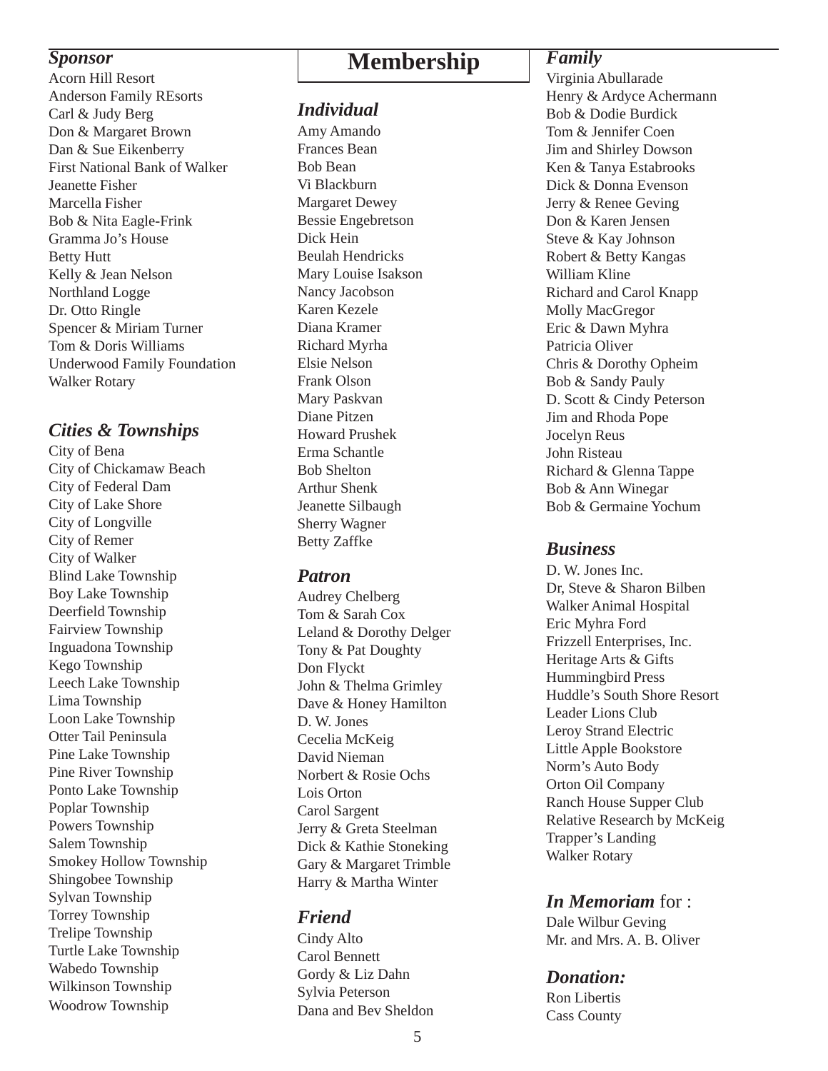# Membership

### *Sponsor*

Acorn Hill Resort
Anderson Family REsorts
Carl & Judy Berg
Don & Margaret Brown
Dan & Sue Eikenberry
First National Bank of Walker
Jeanette Fisher
Marcella Fisher
Bob & Nita Eagle-Frink
Gramma Jo's House
Betty Hutt
Kelly & Jean Nelson
Northland Logge
Dr. Otto Ringle
Spencer & Miriam Turner
Tom & Doris Williams
Underwood Family Foundation
Walker Rotary

### *Cities & Townships*

City of Bena
City of Chickamaw Beach
City of Federal Dam
City of Lake Shore
City of Longville
City of Remer
City of Walker
Blind Lake Township
Boy Lake Township
Deerfield Township
Fairview Township
Inguadona Township
Kego Township
Leech Lake Township
Lima Township
Loon Lake Township
Otter Tail Peninsula
Pine Lake Township
Pine River Township
Ponto Lake Township
Poplar Township
Powers Township
Salem Township
Smokey Hollow Township
Shingobee Township
Sylvan Township
Torrey Township
Trelipe Township
Turtle Lake Township
Wabedo Township
Wilkinson Township
Woodrow Township

### *Individual*

Amy Amando
Frances Bean
Bob Bean
Vi Blackburn
Margaret Dewey
Bessie Engebretson
Dick Hein
Beulah Hendricks
Mary Louise Isakson
Nancy Jacobson
Karen Kezele
Diana Kramer
Richard Myrha
Elsie Nelson
Frank Olson
Mary Paskvan
Diane Pitzen
Howard Prushek
Erma Schantle
Bob Shelton
Arthur Shenk
Jeanette Silbaugh
Sherry Wagner
Betty Zaffke

### *Patron*

Audrey Chelberg
Tom & Sarah Cox
Leland & Dorothy Delger
Tony & Pat Doughty
Don Flyckt
John & Thelma Grimley
Dave & Honey Hamilton
D. W. Jones
Cecelia McKeig
David Nieman
Norbert & Rosie Ochs
Lois Orton
Carol Sargent
Jerry & Greta Steelman
Dick & Kathie Stoneking
Gary & Margaret Trimble
Harry & Martha Winter

### *Friend*

Cindy Alto
Carol Bennett
Gordy & Liz Dahn
Sylvia Peterson
Dana and Bev Sheldon

### *Family*

Virginia Abullarade
Henry & Ardyce Achermann
Bob & Dodie Burdick
Tom & Jennifer Coen
Jim and Shirley Dowson
Ken & Tanya Estabrooks
Dick & Donna Evenson
Jerry & Renee Geving
Don & Karen Jensen
Steve & Kay Johnson
Robert & Betty Kangas
William Kline
Richard and Carol Knapp
Molly MacGregor
Eric & Dawn Myhra
Patricia Oliver
Chris & Dorothy Opheim
Bob & Sandy Pauly
D. Scott & Cindy Peterson
Jim and Rhoda Pope
Jocelyn Reus
John Risteau
Richard & Glenna Tappe
Bob & Ann Winegar
Bob & Germaine Yochum

### *Business*

D. W. Jones Inc.
Dr, Steve & Sharon Bilben
Walker Animal Hospital
Eric Myhra Ford
Frizzell Enterprises, Inc.
Heritage Arts & Gifts
Hummingbird Press
Huddle's South Shore Resort
Leader Lions Club
Leroy Strand Electric
Little Apple Bookstore
Norm's Auto Body
Orton Oil Company
Ranch House Supper Club
Relative Research by McKeig
Trapper's Landing
Walker Rotary

### *In Memoriam* for :

Dale Wilbur Geving
Mr. and Mrs. A. B. Oliver

### *Donation:*

Ron Libertis
Cass County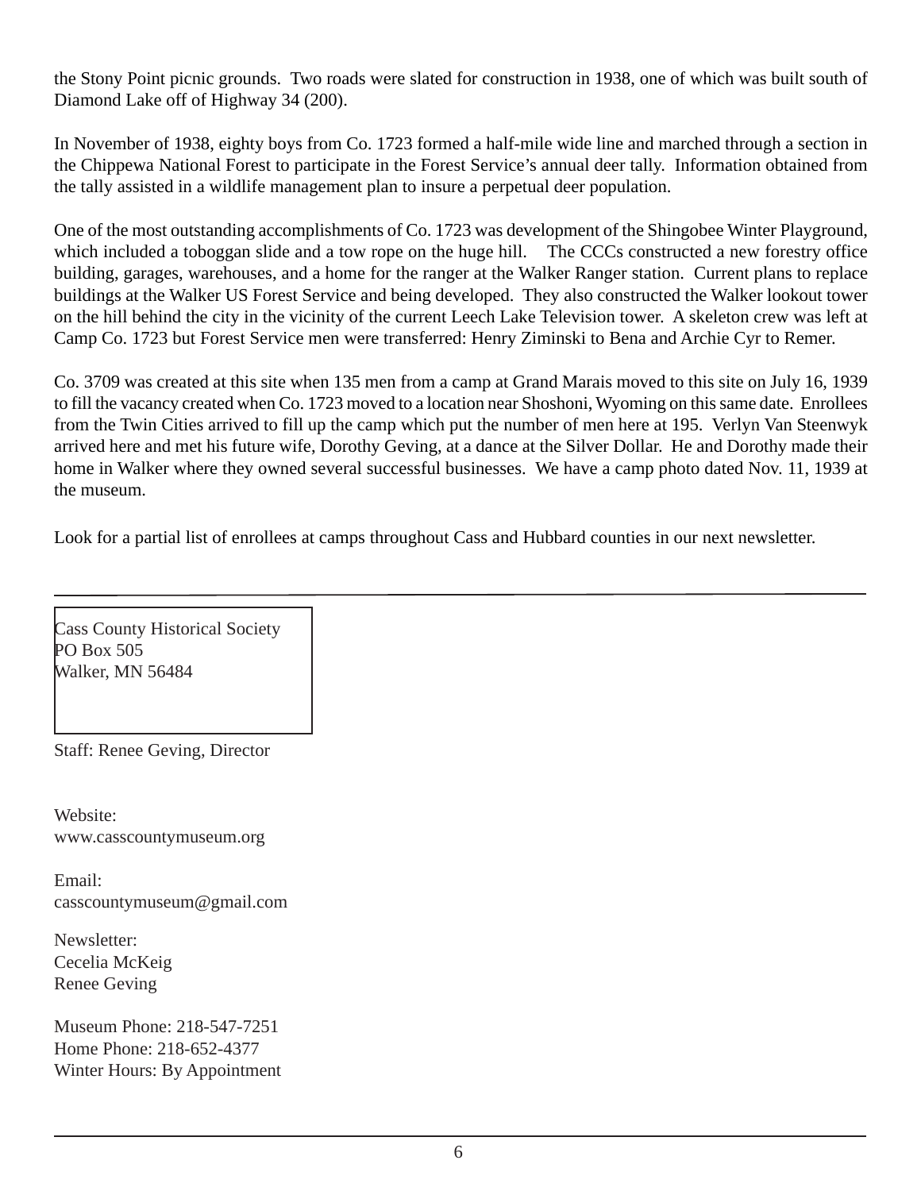the Stony Point picnic grounds. Two roads were slated for construction in 1938, one of which was built south of Diamond Lake off of Highway 34 (200).

In November of 1938, eighty boys from Co. 1723 formed a half-mile wide line and marched through a section in the Chippewa National Forest to participate in the Forest Service's annual deer tally. Information obtained from the tally assisted in a wildlife management plan to insure a perpetual deer population.

One of the most outstanding accomplishments of Co. 1723 was development of the Shingobee Winter Playground, which included a toboggan slide and a tow rope on the huge hill. The CCCs constructed a new forestry office building, garages, warehouses, and a home for the ranger at the Walker Ranger station. Current plans to replace buildings at the Walker US Forest Service and being developed. They also constructed the Walker lookout tower on the hill behind the city in the vicinity of the current Leech Lake Television tower. A skeleton crew was left at Camp Co. 1723 but Forest Service men were transferred: Henry Ziminski to Bena and Archie Cyr to Remer.

Co. 3709 was created at this site when 135 men from a camp at Grand Marais moved to this site on July 16, 1939 to fill the vacancy created when Co. 1723 moved to a location near Shoshoni, Wyoming on this same date. Enrollees from the Twin Cities arrived to fill up the camp which put the number of men here at 195. Verlyn Van Steenwyk arrived here and met his future wife, Dorothy Geving, at a dance at the Silver Dollar. He and Dorothy made their home in Walker where they owned several successful businesses. We have a camp photo dated Nov. 11, 1939 at the museum.

Look for a partial list of enrollees at camps throughout Cass and Hubbard counties in our next newsletter.

---

Cass County Historical Society
PO Box 505
Walker, MN 56484

Staff: Renee Geving, Director

Website:
www.casscountymuseum.org

Email:
casscountymuseum@gmail.com

Newsletter:
Cecelia McKeig
Renee Geving

Museum Phone: 218-547-7251
Home Phone: 218-652-4377
Winter Hours: By Appointment